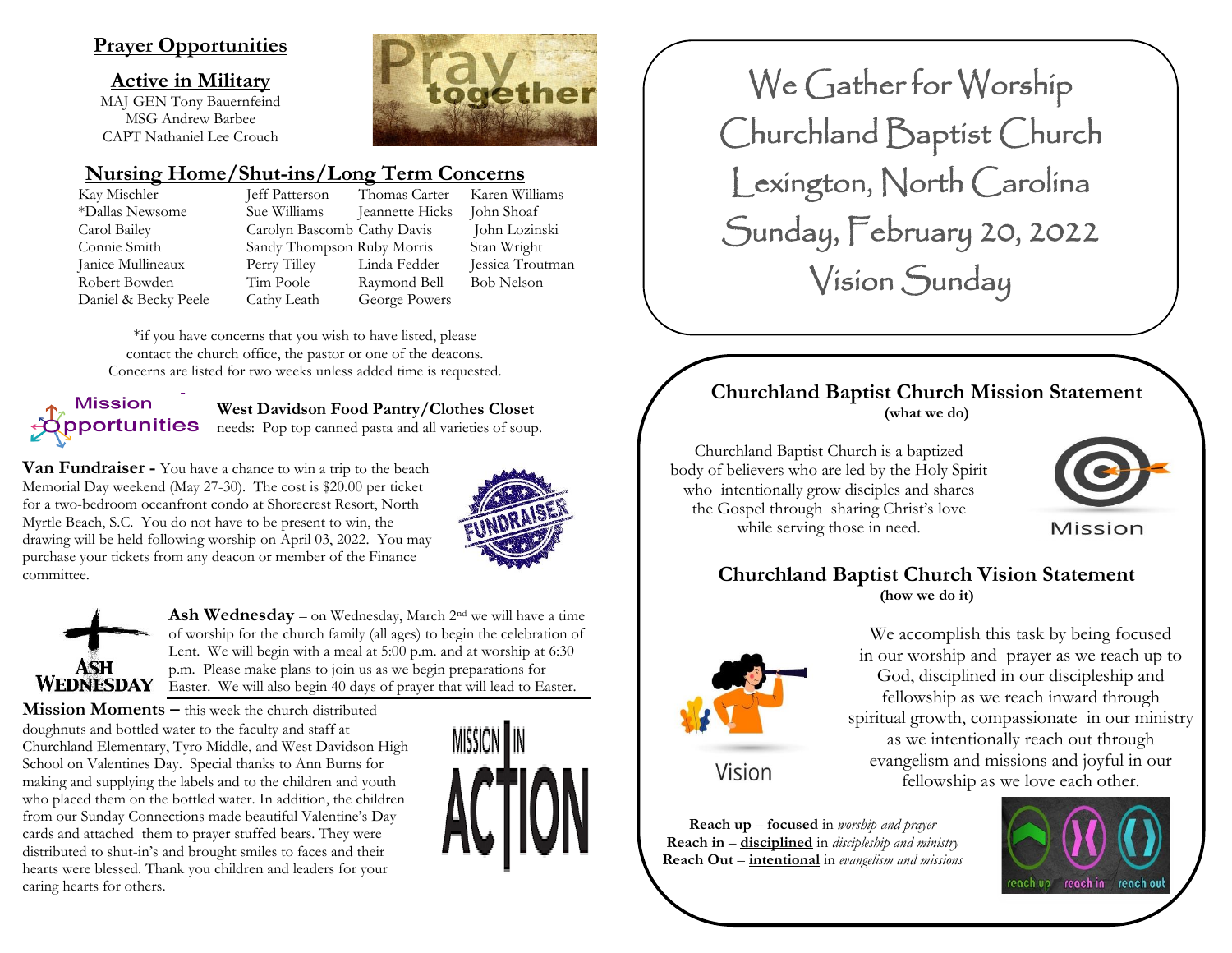## Prayer Opportunities

### Active in Military

MAJ GEN Tony Bauernfeind
MSG Andrew Barbee
CAPT Nathaniel Lee Crouch

### Nursing Home/Shut-ins/Long Term Concerns

| | | | |
|---|---|---|---|
| Kay Mischler | Jeff Patterson | Thomas Carter | Karen Williams |
| *Dallas Newsome | Sue Williams | Jeannette Hicks | John Shoaf |
| Carol Bailey | Carolyn Bascomb | Cathy Davis | John Lozinski |
| Connie Smith | Sandy Thompson | Ruby Morris | Stan Wright |
| Janice Mullineaux | Perry Tilley | Linda Fedder | Jessica Troutman |
| Robert Bowden | Tim Poole | Raymond Bell | Bob Nelson |
| Daniel & Becky Peele | Cathy Leath | George Powers | |

*if you have concerns that you wish to have listed, please contact the church office, the pastor or one of the deacons. Concerns are listed for two weeks unless added time is requested.

**Mission Opportunities**

**West Davidson Food Pantry/Clothes Closet** needs: Pop top canned pasta and all varieties of soup.

**Van Fundraiser -** You have a chance to win a trip to the beach Memorial Day weekend (May 27-30). The cost is $20.00 per ticket for a two-bedroom oceanfront condo at Shorecrest Resort, North Myrtle Beach, S.C. You do not have to be present to win, the drawing will be held following worship on April 03, 2022. You may purchase your tickets from any deacon or member of the Finance committee.

**Ash Wednesday** – on Wednesday, March 2nd we will have a time of worship for the church family (all ages) to begin the celebration of Lent. We will begin with a meal at 5:00 p.m. and at worship at 6:30 p.m. Please make plans to join us as we begin preparations for Easter. We will also begin 40 days of prayer that will lead to Easter.

**Mission Moments –** this week the church distributed doughnuts and bottled water to the faculty and staff at Churchland Elementary, Tyro Middle, and West Davidson High School on Valentines Day. Special thanks to Ann Burns for making and supplying the labels and to the children and youth who placed them on the bottled water. In addition, the children from our Sunday Connections made beautiful Valentine's Day cards and attached them to prayer stuffed bears. They were distributed to shut-in's and brought smiles to faces and their hearts were blessed. Thank you children and leaders for your caring hearts for others.

# We Gather for Worship
# Churchland Baptist Church
# Lexington, North Carolina
# Sunday, February 20, 2022
# Vision Sunday

### Churchland Baptist Church Mission Statement
**(what we do)**

Churchland Baptist Church is a baptized body of believers who are led by the Holy Spirit who intentionally grow disciples and shares the Gospel through sharing Christ's love while serving those in need.

### Churchland Baptist Church Vision Statement
**(how we do it)**

We accomplish this task by being focused in our worship and prayer as we reach up to God, disciplined in our discipleship and fellowship as we reach inward through spiritual growth, compassionate in our ministry as we intentionally reach out through evangelism and missions and joyful in our fellowship as we love each other.

**Reach up** – **focused** in *worship and prayer*
**Reach in** – **disciplined** in *discipleship and ministry*
**Reach Out** – **intentional** in *evangelism and missions*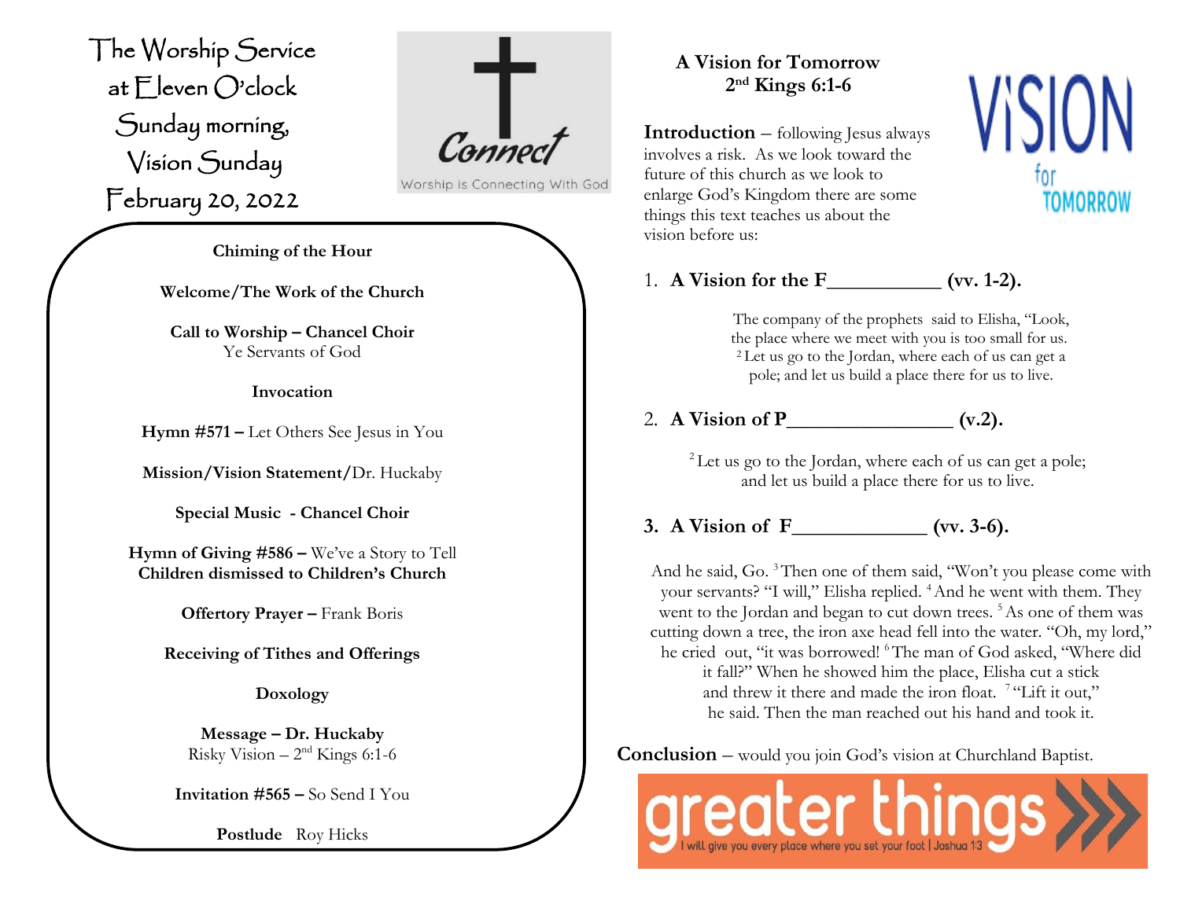# The Worship Service at Eleven O'clock Sunday morning, Vision Sunday February 20, 2022

Connect

Worship is Connecting With God

**Chiming of the Hour**

**Welcome/The Work of the Church**

**Call to Worship – Chancel Choir**
Ye Servants of God

**Invocation**

**Hymn #571 –** Let Others See Jesus in You

**Mission/Vision Statement/**Dr. Huckaby

**Special Music - Chancel Choir**

**Hymn of Giving #586 –** We've a Story to Tell
**Children dismissed to Children's Church**

**Offertory Prayer –** Frank Boris

**Receiving of Tithes and Offerings**

**Doxology**

**Message – Dr. Huckaby**
Risky Vision – 2nd Kings 6:1-6

**Invitation #565 –** So Send I You

**Postlude** Roy Hicks

## A Vision for Tomorrow
## 2nd Kings 6:1-6

VISION for TOMORROW

**Introduction** – following Jesus always involves a risk. As we look toward the future of this church as we look to enlarge God's Kingdom there are some things this text teaches us about the vision before us:

1. **A Vision for the F___________ (vv. 1-2).**

The company of the prophets said to Elisha, "Look, the place where we meet with you is too small for us. [2] Let us go to the Jordan, where each of us can get a pole; and let us build a place there for us to live.

2. **A Vision of P________________ (v.2).**

[2] Let us go to the Jordan, where each of us can get a pole; and let us build a place there for us to live.

3. **A Vision of F_____________ (vv. 3-6).**

And he said, Go. [3] Then one of them said, "Won't you please come with your servants? "I will," Elisha replied. [4] And he went with them. They went to the Jordan and began to cut down trees. [5] As one of them was cutting down a tree, the iron axe head fell into the water. "Oh, my lord," he cried out, "it was borrowed! [6] The man of God asked, "Where did it fall?" When he showed him the place, Elisha cut a stick and threw it there and made the iron float. [7] "Lift it out," he said. Then the man reached out his hand and took it.

**Conclusion** – would you join God's vision at Churchland Baptist.

greater things

I will give you every place where you set your foot | Joshua 1:3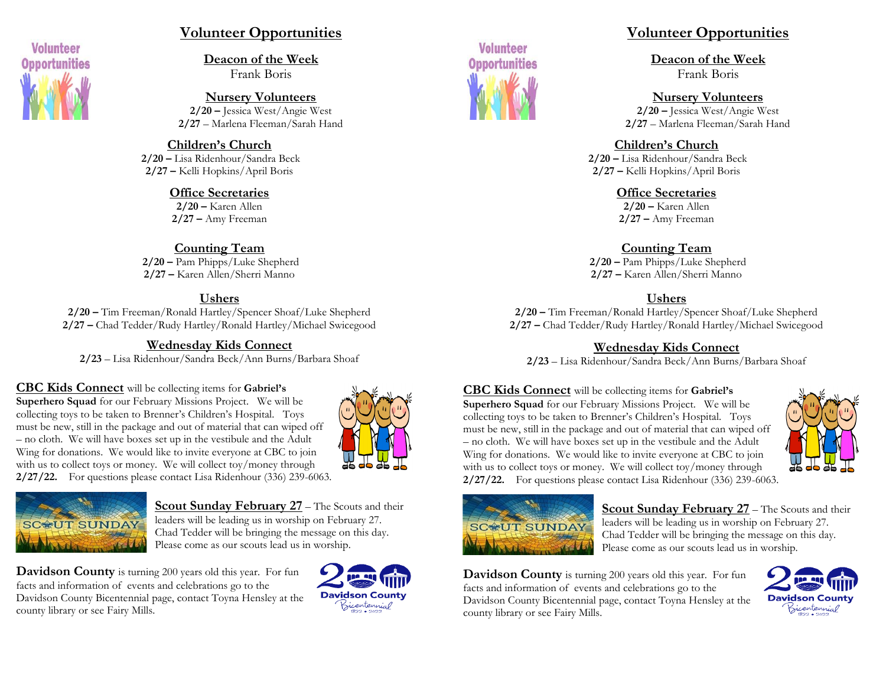# Volunteer Opportunities

## Deacon of the Week

Frank Boris

## Nursery Volunteers

**2/20 –** Jessica West/Angie West
**2/27** – Marlena Fleeman/Sarah Hand

## Children's Church

**2/20 –** Lisa Ridenhour/Sandra Beck
**2/27 –** Kelli Hopkins/April Boris

## Office Secretaries

**2/20 –** Karen Allen
**2/27 –** Amy Freeman

## Counting Team

**2/20 –** Pam Phipps/Luke Shepherd
**2/27 –** Karen Allen/Sherri Manno

## Ushers

**2/20 –** Tim Freeman/Ronald Hartley/Spencer Shoaf/Luke Shepherd
**2/27 –** Chad Tedder/Rudy Hartley/Ronald Hartley/Michael Swicegood

## Wednesday Kids Connect

**2/23** – Lisa Ridenhour/Sandra Beck/Ann Burns/Barbara Shoaf

**CBC Kids Connect** will be collecting items for **Gabriel's Superhero Squad** for our February Missions Project. We will be collecting toys to be taken to Brenner's Children's Hospital. Toys must be new, still in the package and out of material that can wiped off – no cloth. We will have boxes set up in the vestibule and the Adult Wing for donations. We would like to invite everyone at CBC to join with us to collect toys or money. We will collect toy/money through **2/27/22.** For questions please contact Lisa Ridenhour (336) 239-6063.

**Scout Sunday February 27** – The Scouts and their leaders will be leading us in worship on February 27. Chad Tedder will be bringing the message on this day. Please come as our scouts lead us in worship.

**Davidson County** is turning 200 years old this year. For fun facts and information of events and celebrations go to the Davidson County Bicentennial page, contact Toyna Hensley at the county library or see Fairy Mills.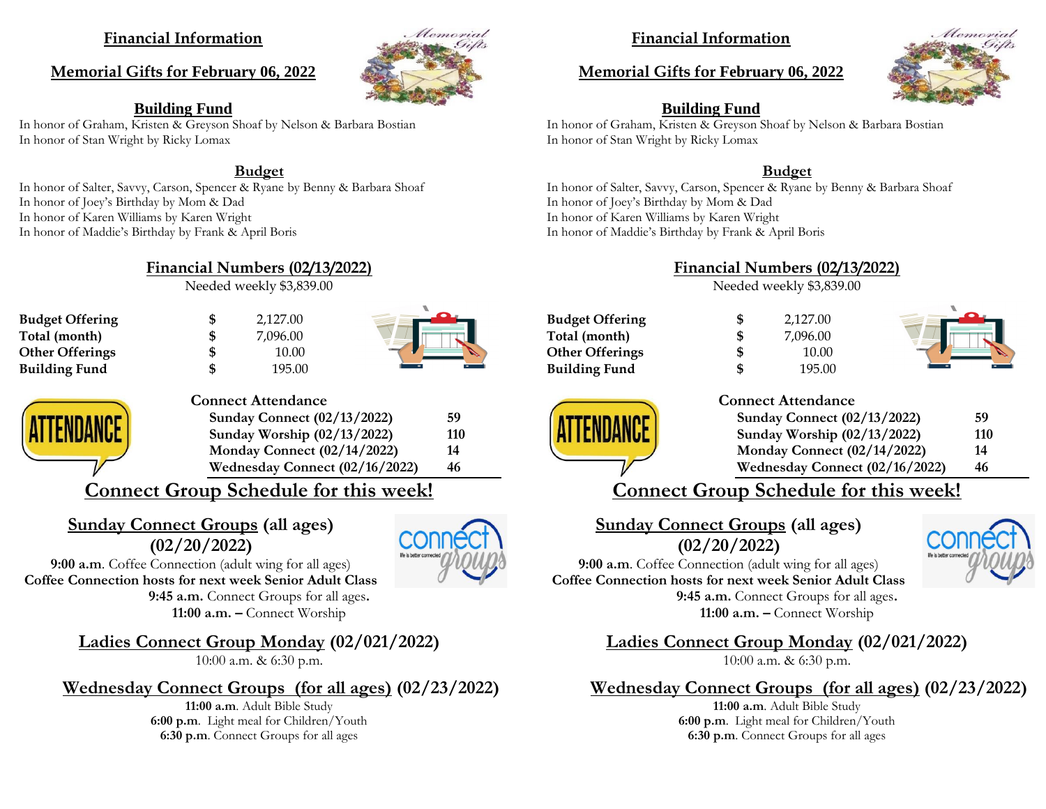## Financial Information

### Memorial Gifts for February 06, 2022

**Building Fund**

In honor of Graham, Kristen & Greyson Shoaf by Nelson & Barbara Bostian
In honor of Stan Wright by Ricky Lomax

**Budget**

In honor of Salter, Savvy, Carson, Spencer & Ryane by Benny & Barbara Shoaf
In honor of Joey's Birthday by Mom & Dad
In honor of Karen Williams by Karen Wright
In honor of Maddie's Birthday by Frank & April Boris

### Financial Numbers (02/13/2022)

Needed weekly $3,839.00

| | | |
|---|---|---|
| **Budget Offering** | $ | 2,127.00 |
| **Total (month)** | $ | 7,096.00 |
| **Other Offerings** | $ | 10.00 |
| **Building Fund** | $ | 195.00 |

**Connect Attendance**

| | |
|---|---|
| **Sunday Connect (02/13/2022)** | **59** |
| **Sunday Worship (02/13/2022)** | **110** |
| **Monday Connect (02/14/2022)** | **14** |
| **Wednesday Connect (02/16/2022)** | **46** |

## Connect Group Schedule for this week!

### Sunday Connect Groups (all ages) (02/20/2022)

**9:00 a.m**. Coffee Connection (adult wing for all ages)
**Coffee Connection hosts for next week Senior Adult Class**
**9:45 a.m.** Connect Groups for all ages**.**
**11:00 a.m. –** Connect Worship

### Ladies Connect Group Monday (02/021/2022)

10:00 a.m. & 6:30 p.m.

### Wednesday Connect Groups (for all ages) (02/23/2022)

**11:00 a.m**. Adult Bible Study
**6:00 p.m**. Light meal for Children/Youth
**6:30 p.m**. Connect Groups for all ages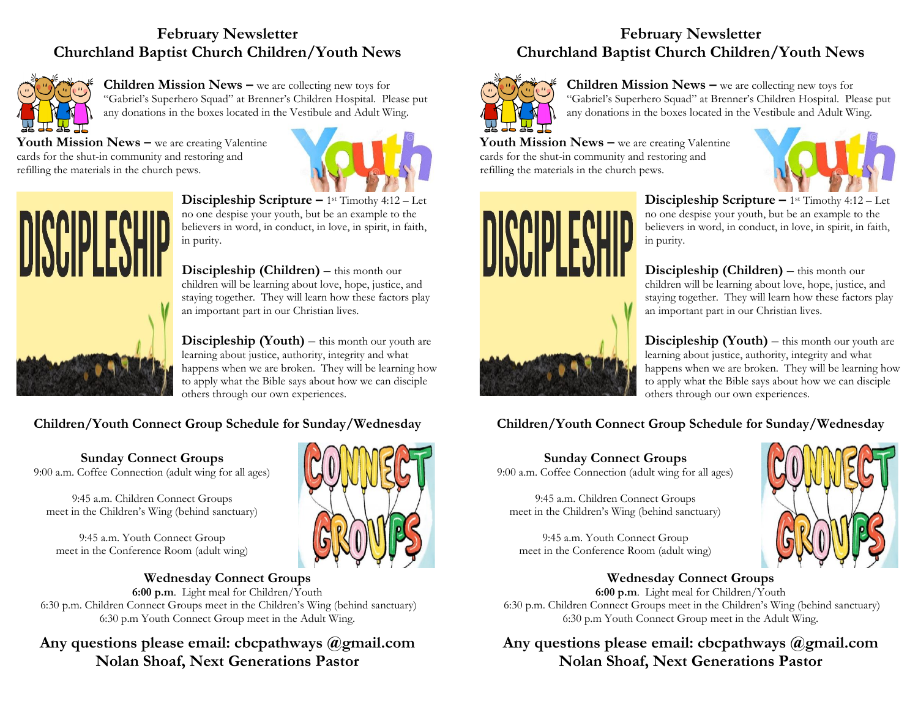# February Newsletter
# Churchland Baptist Church Children/Youth News

**Children Mission News –** we are collecting new toys for "Gabriel's Superhero Squad" at Brenner's Children Hospital. Please put any donations in the boxes located in the Vestibule and Adult Wing.

**Youth Mission News –** we are creating Valentine cards for the shut-in community and restoring and refilling the materials in the church pews.

**Discipleship Scripture –** 1st Timothy 4:12 – Let no one despise your youth, but be an example to the believers in word, in conduct, in love, in spirit, in faith, in purity.

**Discipleship (Children)** – this month our children will be learning about love, hope, justice, and staying together. They will learn how these factors play an important part in our Christian lives.

**Discipleship (Youth)** – this month our youth are learning about justice, authority, integrity and what happens when we are broken. They will be learning how to apply what the Bible says about how we can disciple others through our own experiences.

## Children/Youth Connect Group Schedule for Sunday/Wednesday

**Sunday Connect Groups**
9:00 a.m. Coffee Connection (adult wing for all ages)

9:45 a.m. Children Connect Groups meet in the Children's Wing (behind sanctuary)

9:45 a.m. Youth Connect Group meet in the Conference Room (adult wing)

**Wednesday Connect Groups**
**6:00 p.m**. Light meal for Children/Youth
6:30 p.m. Children Connect Groups meet in the Children's Wing (behind sanctuary)
6:30 p.m Youth Connect Group meet in the Adult Wing.

**Any questions please email: cbcpathways @gmail.com**
**Nolan Shoaf, Next Generations Pastor**

# February Newsletter
# Churchland Baptist Church Children/Youth News

**Children Mission News –** we are collecting new toys for "Gabriel's Superhero Squad" at Brenner's Children Hospital. Please put any donations in the boxes located in the Vestibule and Adult Wing.

**Youth Mission News –** we are creating Valentine cards for the shut-in community and restoring and refilling the materials in the church pews.

**Discipleship Scripture –** 1st Timothy 4:12 – Let no one despise your youth, but be an example to the believers in word, in conduct, in love, in spirit, in faith, in purity.

**Discipleship (Children)** – this month our children will be learning about love, hope, justice, and staying together. They will learn how these factors play an important part in our Christian lives.

**Discipleship (Youth)** – this month our youth are learning about justice, authority, integrity and what happens when we are broken. They will be learning how to apply what the Bible says about how we can disciple others through our own experiences.

## Children/Youth Connect Group Schedule for Sunday/Wednesday

**Sunday Connect Groups**
9:00 a.m. Coffee Connection (adult wing for all ages)

9:45 a.m. Children Connect Groups meet in the Children's Wing (behind sanctuary)

9:45 a.m. Youth Connect Group meet in the Conference Room (adult wing)

**Wednesday Connect Groups**
**6:00 p.m**. Light meal for Children/Youth
6:30 p.m. Children Connect Groups meet in the Children's Wing (behind sanctuary)
6:30 p.m Youth Connect Group meet in the Adult Wing.

**Any questions please email: cbcpathways @gmail.com**
**Nolan Shoaf, Next Generations Pastor**